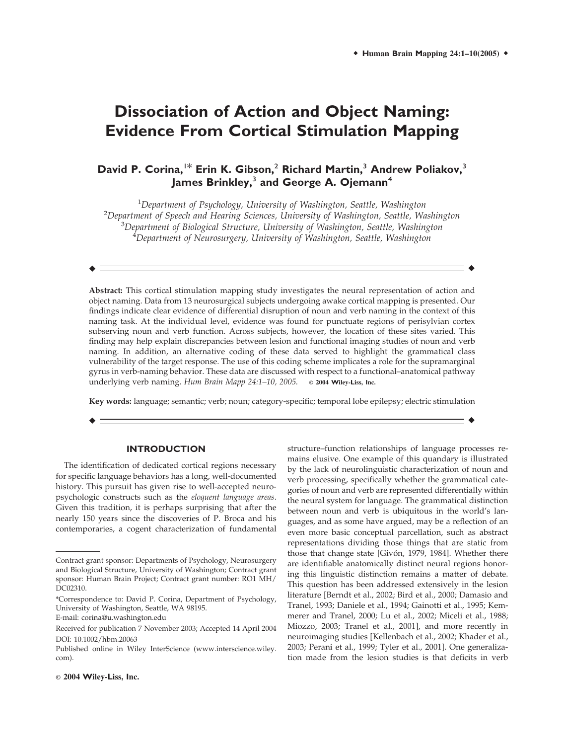# Dissociation of Action and Object Naming: Evidence From Cortical Stimulation Mapping

**David P. Corina,[1]* Erin K. Gibson,[2] Richard Martin,[3] Andrew Poliakov,[3] James Brinkley,[3] and George A. Ojemann[4]**

[1]*Department of Psychology, University of Washington, Seattle, Washington*
[2]*Department of Speech and Hearing Sciences, University of Washington, Seattle, Washington*
[3]*Department of Biological Structure, University of Washington, Seattle, Washington*
[4]*Department of Neurosurgery, University of Washington, Seattle, Washington*

---

**Abstract:** This cortical stimulation mapping study investigates the neural representation of action and object naming. Data from 13 neurosurgical subjects undergoing awake cortical mapping is presented. Our findings indicate clear evidence of differential disruption of noun and verb naming in the context of this naming task. At the individual level, evidence was found for punctuate regions of perisylvian cortex subserving noun and verb function. Across subjects, however, the location of these sites varied. This finding may help explain discrepancies between lesion and functional imaging studies of noun and verb naming. In addition, an alternative coding of these data served to highlight the grammatical class vulnerability of the target response. The use of this coding scheme implicates a role for the supramarginal gyrus in verb-naming behavior. These data are discussed with respect to a functional–anatomical pathway underlying verb naming. *Hum Brain Mapp 24:1–10, 2005.* © 2004 Wiley-Liss, Inc.

**Key words:** language; semantic; verb; noun; category-specific; temporal lobe epilepsy; electric stimulation

---

## INTRODUCTION

The identification of dedicated cortical regions necessary for specific language behaviors has a long, well-documented history. This pursuit has given rise to well-accepted neuropsychologic constructs such as the *eloquent language areas*. Given this tradition, it is perhaps surprising that after the nearly 150 years since the discoveries of P. Broca and his contemporaries, a cogent characterization of fundamental structure–function relationships of language processes remains elusive. One example of this quandary is illustrated by the lack of neurolinguistic characterization of noun and verb processing, specifically whether the grammatical categories of noun and verb are represented differentially within the neural system for language. The grammatical distinction between noun and verb is ubiquitous in the world's languages, and as some have argued, may be a reflection of an even more basic conceptual parcellation, such as abstract representations dividing those things that are static from those that change state [Givón, 1979, 1984]. Whether there are identifiable anatomically distinct neural regions honoring this linguistic distinction remains a matter of debate. This question has been addressed extensively in the lesion literature [Berndt et al., 2002; Bird et al., 2000; Damasio and Tranel, 1993; Daniele et al., 1994; Gainotti et al., 1995; Kemmerer and Tranel, 2000; Lu et al., 2002; Miceli et al., 1988; Miozzo, 2003; Tranel et al., 2001], and more recently in neuroimaging studies [Kellenbach et al., 2002; Khader et al., 2003; Perani et al., 1999; Tyler et al., 2001]. One generalization made from the lesion studies is that deficits in verb

---

Contract grant sponsor: Departments of Psychology, Neurosurgery and Biological Structure, University of Washington; Contract grant sponsor: Human Brain Project; Contract grant number: RO1 MH/DC02310.

*Correspondence to: David P. Corina, Department of Psychology, University of Washington, Seattle, WA 98195.
E-mail: corina@u.washington.edu

Received for publication 7 November 2003; Accepted 14 April 2004

DOI: 10.1002/hbm.20063

Published online in Wiley InterScience (www.interscience.wiley.com).

© 2004 Wiley-Liss, Inc.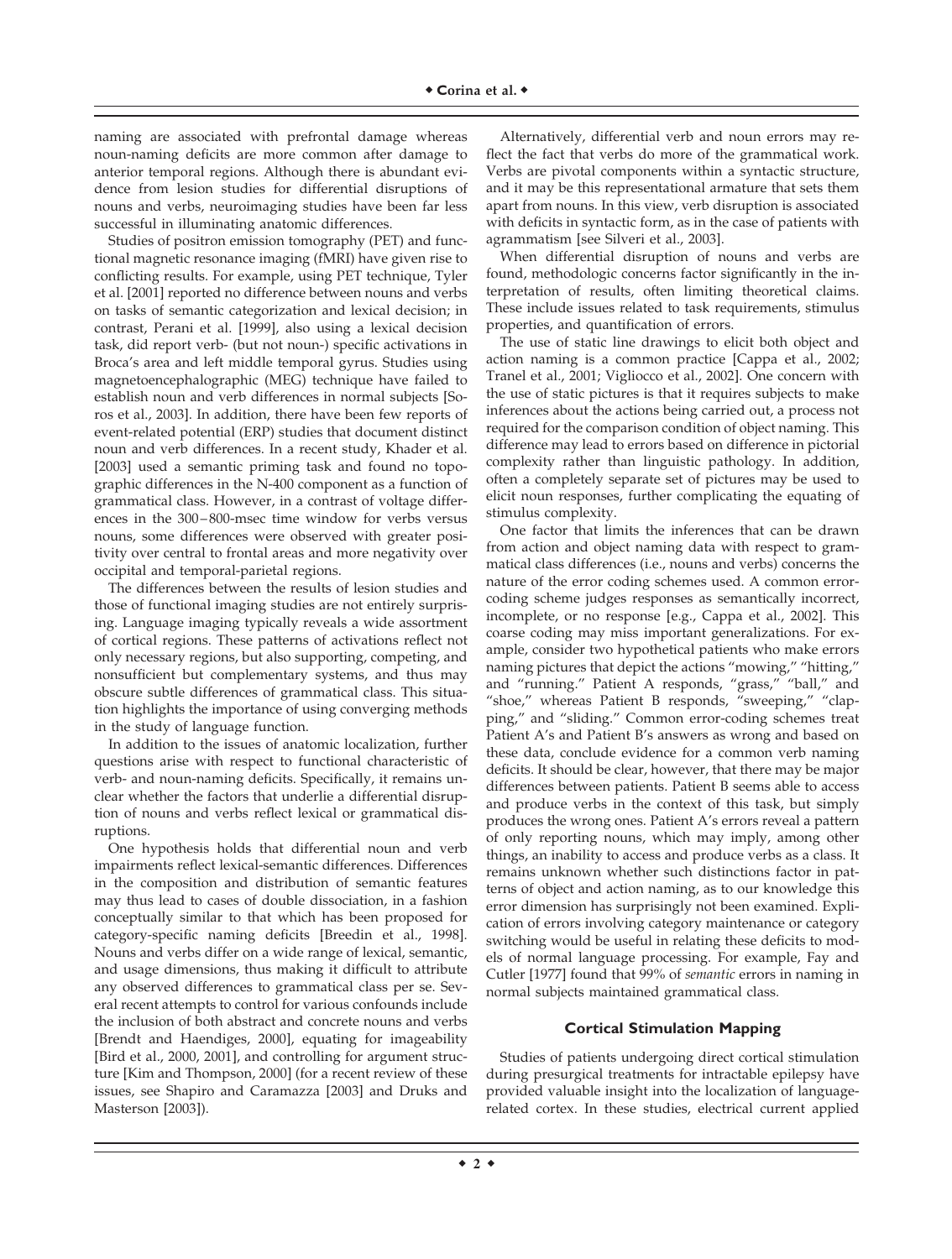naming are associated with prefrontal damage whereas noun-naming deficits are more common after damage to anterior temporal regions. Although there is abundant evidence from lesion studies for differential disruptions of nouns and verbs, neuroimaging studies have been far less successful in illuminating anatomic differences.

Studies of positron emission tomography (PET) and functional magnetic resonance imaging (fMRI) have given rise to conflicting results. For example, using PET technique, Tyler et al. [2001] reported no difference between nouns and verbs on tasks of semantic categorization and lexical decision; in contrast, Perani et al. [1999], also using a lexical decision task, did report verb- (but not noun-) specific activations in Broca's area and left middle temporal gyrus. Studies using magnetoencephalographic (MEG) technique have failed to establish noun and verb differences in normal subjects [Soros et al., 2003]. In addition, there have been few reports of event-related potential (ERP) studies that document distinct noun and verb differences. In a recent study, Khader et al. [2003] used a semantic priming task and found no topographic differences in the N-400 component as a function of grammatical class. However, in a contrast of voltage differences in the 300–800-msec time window for verbs versus nouns, some differences were observed with greater positivity over central to frontal areas and more negativity over occipital and temporal-parietal regions.

The differences between the results of lesion studies and those of functional imaging studies are not entirely surprising. Language imaging typically reveals a wide assortment of cortical regions. These patterns of activations reflect not only necessary regions, but also supporting, competing, and nonsufficient but complementary systems, and thus may obscure subtle differences of grammatical class. This situation highlights the importance of using converging methods in the study of language function.

In addition to the issues of anatomic localization, further questions arise with respect to functional characteristic of verb- and noun-naming deficits. Specifically, it remains unclear whether the factors that underlie a differential disruption of nouns and verbs reflect lexical or grammatical disruptions.

One hypothesis holds that differential noun and verb impairments reflect lexical-semantic differences. Differences in the composition and distribution of semantic features may thus lead to cases of double dissociation, in a fashion conceptually similar to that which has been proposed for category-specific naming deficits [Breedin et al., 1998]. Nouns and verbs differ on a wide range of lexical, semantic, and usage dimensions, thus making it difficult to attribute any observed differences to grammatical class per se. Several recent attempts to control for various confounds include the inclusion of both abstract and concrete nouns and verbs [Brendt and Haendiges, 2000], equating for imageability [Bird et al., 2000, 2001], and controlling for argument structure [Kim and Thompson, 2000] (for a recent review of these issues, see Shapiro and Caramazza [2003] and Druks and Masterson [2003]).

Alternatively, differential verb and noun errors may reflect the fact that verbs do more of the grammatical work. Verbs are pivotal components within a syntactic structure, and it may be this representational armature that sets them apart from nouns. In this view, verb disruption is associated with deficits in syntactic form, as in the case of patients with agrammatism [see Silveri et al., 2003].

When differential disruption of nouns and verbs are found, methodologic concerns factor significantly in the interpretation of results, often limiting theoretical claims. These include issues related to task requirements, stimulus properties, and quantification of errors.

The use of static line drawings to elicit both object and action naming is a common practice [Cappa et al., 2002; Tranel et al., 2001; Vigliocco et al., 2002]. One concern with the use of static pictures is that it requires subjects to make inferences about the actions being carried out, a process not required for the comparison condition of object naming. This difference may lead to errors based on difference in pictorial complexity rather than linguistic pathology. In addition, often a completely separate set of pictures may be used to elicit noun responses, further complicating the equating of stimulus complexity.

One factor that limits the inferences that can be drawn from action and object naming data with respect to grammatical class differences (i.e., nouns and verbs) concerns the nature of the error coding schemes used. A common error-coding scheme judges responses as semantically incorrect, incomplete, or no response [e.g., Cappa et al., 2002]. This coarse coding may miss important generalizations. For example, consider two hypothetical patients who make errors naming pictures that depict the actions "mowing," "hitting," and "running." Patient A responds, "grass," "ball," and "shoe," whereas Patient B responds, "sweeping," "clapping," and "sliding." Common error-coding schemes treat Patient A's and Patient B's answers as wrong and based on these data, conclude evidence for a common verb naming deficits. It should be clear, however, that there may be major differences between patients. Patient B seems able to access and produce verbs in the context of this task, but simply produces the wrong ones. Patient A's errors reveal a pattern of only reporting nouns, which may imply, among other things, an inability to access and produce verbs as a class. It remains unknown whether such distinctions factor in patterns of object and action naming, as to our knowledge this error dimension has surprisingly not been examined. Explication of errors involving category maintenance or category switching would be useful in relating these deficits to models of normal language processing. For example, Fay and Cutler [1977] found that 99% of *semantic* errors in naming in normal subjects maintained grammatical class.

## Cortical Stimulation Mapping

Studies of patients undergoing direct cortical stimulation during presurgical treatments for intractable epilepsy have provided valuable insight into the localization of language-related cortex. In these studies, electrical current applied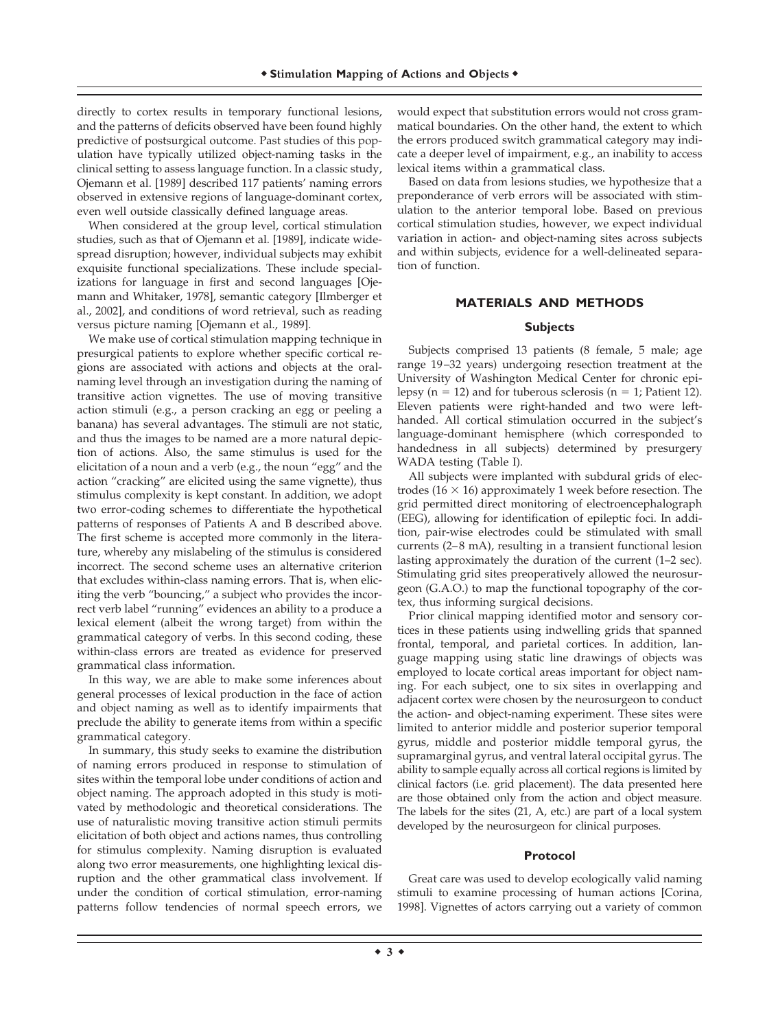directly to cortex results in temporary functional lesions, and the patterns of deficits observed have been found highly predictive of postsurgical outcome. Past studies of this population have typically utilized object-naming tasks in the clinical setting to assess language function. In a classic study, Ojemann et al. [1989] described 117 patients' naming errors observed in extensive regions of language-dominant cortex, even well outside classically defined language areas.

When considered at the group level, cortical stimulation studies, such as that of Ojemann et al. [1989], indicate widespread disruption; however, individual subjects may exhibit exquisite functional specializations. These include specializations for language in first and second languages [Ojemann and Whitaker, 1978], semantic category [Ilmberger et al., 2002], and conditions of word retrieval, such as reading versus picture naming [Ojemann et al., 1989].

We make use of cortical stimulation mapping technique in presurgical patients to explore whether specific cortical regions are associated with actions and objects at the oral-naming level through an investigation during the naming of transitive action vignettes. The use of moving transitive action stimuli (e.g., a person cracking an egg or peeling a banana) has several advantages. The stimuli are not static, and thus the images to be named are a more natural depiction of actions. Also, the same stimulus is used for the elicitation of a noun and a verb (e.g., the noun "egg" and the action "cracking" are elicited using the same vignette), thus stimulus complexity is kept constant. In addition, we adopt two error-coding schemes to differentiate the hypothetical patterns of responses of Patients A and B described above. The first scheme is accepted more commonly in the literature, whereby any mislabeling of the stimulus is considered incorrect. The second scheme uses an alternative criterion that excludes within-class naming errors. That is, when eliciting the verb "bouncing," a subject who provides the incorrect verb label "running" evidences an ability to a produce a lexical element (albeit the wrong target) from within the grammatical category of verbs. In this second coding, these within-class errors are treated as evidence for preserved grammatical class information.

In this way, we are able to make some inferences about general processes of lexical production in the face of action and object naming as well as to identify impairments that preclude the ability to generate items from within a specific grammatical category.

In summary, this study seeks to examine the distribution of naming errors produced in response to stimulation of sites within the temporal lobe under conditions of action and object naming. The approach adopted in this study is motivated by methodologic and theoretical considerations. The use of naturalistic moving transitive action stimuli permits elicitation of both object and actions names, thus controlling for stimulus complexity. Naming disruption is evaluated along two error measurements, one highlighting lexical disruption and the other grammatical class involvement. If under the condition of cortical stimulation, error-naming patterns follow tendencies of normal speech errors, we would expect that substitution errors would not cross grammatical boundaries. On the other hand, the extent to which the errors produced switch grammatical category may indicate a deeper level of impairment, e.g., an inability to access lexical items within a grammatical class.

Based on data from lesions studies, we hypothesize that a preponderance of verb errors will be associated with stimulation to the anterior temporal lobe. Based on previous cortical stimulation studies, however, we expect individual variation in action- and object-naming sites across subjects and within subjects, evidence for a well-delineated separation of function.

## MATERIALS AND METHODS

### Subjects

Subjects comprised 13 patients (8 female, 5 male; age range 19–32 years) undergoing resection treatment at the University of Washington Medical Center for chronic epilepsy ($n = 12$) and for tuberous sclerosis ($n = 1$; Patient 12). Eleven patients were right-handed and two were left-handed. All cortical stimulation occurred in the subject's language-dominant hemisphere (which corresponded to handedness in all subjects) determined by presurgery WADA testing (Table I).

All subjects were implanted with subdural grids of electrodes ($16 \times 16$) approximately 1 week before resection. The grid permitted direct monitoring of electroencephalograph (EEG), allowing for identification of epileptic foci. In addition, pair-wise electrodes could be stimulated with small currents (2–8 mA), resulting in a transient functional lesion lasting approximately the duration of the current (1–2 sec). Stimulating grid sites preoperatively allowed the neurosurgeon (G.A.O.) to map the functional topography of the cortex, thus informing surgical decisions.

Prior clinical mapping identified motor and sensory cortices in these patients using indwelling grids that spanned frontal, temporal, and parietal cortices. In addition, language mapping using static line drawings of objects was employed to locate cortical areas important for object naming. For each subject, one to six sites in overlapping and adjacent cortex were chosen by the neurosurgeon to conduct the action- and object-naming experiment. These sites were limited to anterior middle and posterior superior temporal gyrus, middle and posterior middle temporal gyrus, the supramarginal gyrus, and ventral lateral occipital gyrus. The ability to sample equally across all cortical regions is limited by clinical factors (i.e. grid placement). The data presented here are those obtained only from the action and object measure. The labels for the sites (21, A, etc.) are part of a local system developed by the neurosurgeon for clinical purposes.

### Protocol

Great care was used to develop ecologically valid naming stimuli to examine processing of human actions [Corina, 1998]. Vignettes of actors carrying out a variety of common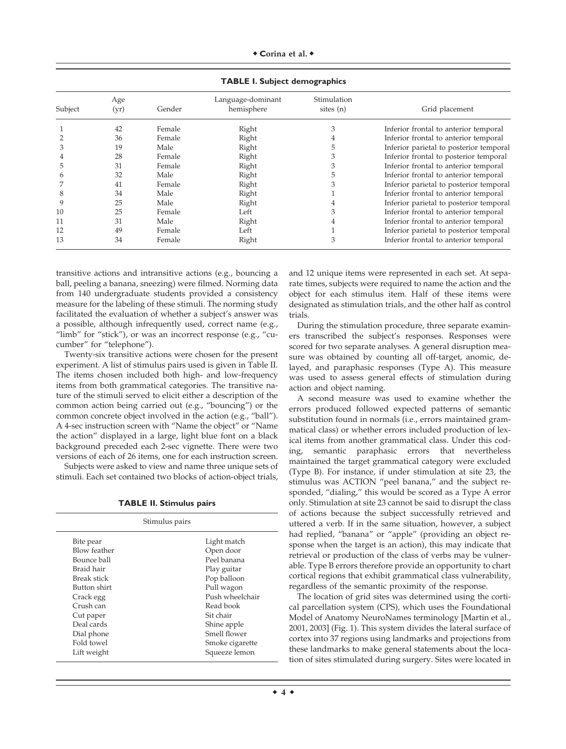**TABLE I. Subject demographics**

| Subject | Age (yr) | Gender | Language-dominant hemisphere | Stimulation sites (n) | Grid placement |
|---|---|---|---|---|---|
| 1 | 42 | Female | Right | 3 | Inferior frontal to anterior temporal |
| 2 | 36 | Female | Right | 4 | Inferior frontal to anterior temporal |
| 3 | 19 | Male | Right | 5 | Inferior parietal to posterior temporal |
| 4 | 28 | Female | Right | 3 | Inferior frontal to posterior temporal |
| 5 | 31 | Female | Right | 3 | Inferior frontal to anterior temporal |
| 6 | 32 | Male | Right | 5 | Inferior frontal to anterior temporal |
| 7 | 41 | Female | Right | 3 | Inferior parietal to posterior temporal |
| 8 | 34 | Male | Right | 1 | Inferior frontal to anterior temporal |
| 9 | 25 | Male | Right | 4 | Inferior parietal to posterior temporal |
| 10 | 25 | Female | Left | 3 | Inferior frontal to anterior temporal |
| 11 | 31 | Male | Right | 4 | Inferior frontal to anterior temporal |
| 12 | 49 | Female | Left | 1 | Inferior parietal to posterior temporal |
| 13 | 34 | Female | Right | 3 | Inferior frontal to anterior temporal |

transitive actions and intransitive actions (e.g., bouncing a ball, peeling a banana, sneezing) were filmed. Norming data from 140 undergraduate students provided a consistency measure for the labeling of these stimuli. The norming study facilitated the evaluation of whether a subject's answer was a possible, although infrequently used, correct name (e.g., "limb" for "stick"), or was an incorrect response (e.g., "cucumber" for "telephone").

Twenty-six transitive actions were chosen for the present experiment. A list of stimulus pairs used is given in Table II. The items chosen included both high- and low-frequency items from both grammatical categories. The transitive nature of the stimuli served to elicit either a description of the common action being carried out (e.g., "bouncing") or the common concrete object involved in the action (e.g., "ball"). A 4-sec instruction screen with "Name the object" or "Name the action" displayed in a large, light blue font on a black background preceded each 2-sec vignette. There were two versions of each of 26 items, one for each instruction screen.

Subjects were asked to view and name three unique sets of stimuli. Each set contained two blocks of action-object trials,

**TABLE II. Stimulus pairs**

| Stimulus pairs | |
|---|---|
| Bite pear | Light match |
| Blow feather | Open door |
| Bounce ball | Peel banana |
| Braid hair | Play guitar |
| Break stick | Pop balloon |
| Button shirt | Pull wagon |
| Crack egg | Push wheelchair |
| Crush can | Read book |
| Cut paper | Sit chair |
| Deal cards | Shine apple |
| Dial phone | Smell flower |
| Fold towel | Smoke cigarette |
| Lift weight | Squeeze lemon |

and 12 unique items were represented in each set. At separate times, subjects were required to name the action and the object for each stimulus item. Half of these items were designated as stimulation trials, and the other half as control trials.

During the stimulation procedure, three separate examiners transcribed the subject's responses. Responses were scored for two separate analyses. A general disruption measure was obtained by counting all off-target, anomic, delayed, and paraphasic responses (Type A). This measure was used to assess general effects of stimulation during action and object naming.

A second measure was used to examine whether the errors produced followed expected patterns of semantic substitution found in normals (i.e., errors maintained grammatical class) or whether errors included production of lexical items from another grammatical class. Under this coding, semantic paraphasic errors that nevertheless maintained the target grammatical category were excluded (Type B). For instance, if under stimulation at site 23, the stimulus was ACTION "peel banana," and the subject responded, "dialing," this would be scored as a Type A error only. Stimulation at site 23 cannot be said to disrupt the class of actions because the subject successfully retrieved and uttered a verb. If in the same situation, however, a subject had replied, "banana" or "apple" (providing an object response when the target is an action), this may indicate that retrieval or production of the class of verbs may be vulnerable. Type B errors therefore provide an opportunity to chart cortical regions that exhibit grammatical class vulnerability, regardless of the semantic proximity of the response.

The location of grid sites was determined using the cortical parcellation system (CPS), which uses the Foundational Model of Anatomy NeuroNames terminology [Martin et al., 2001, 2003] (Fig. 1). This system divides the lateral surface of cortex into 37 regions using landmarks and projections from these landmarks to make general statements about the location of sites stimulated during surgery. Sites were located in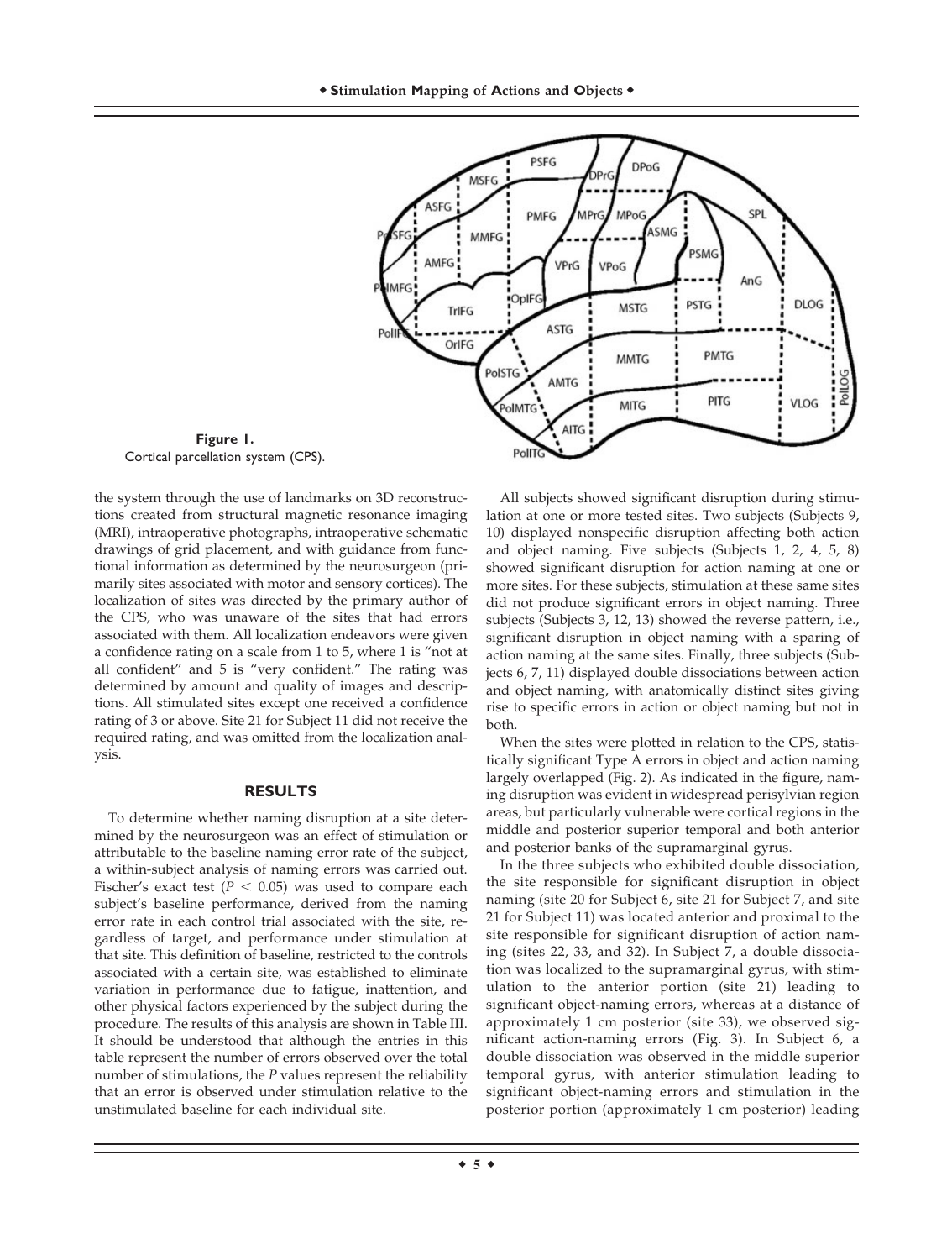**Figure 1.**
Cortical parcellation system (CPS).

the system through the use of landmarks on 3D reconstructions created from structural magnetic resonance imaging (MRI), intraoperative photographs, intraoperative schematic drawings of grid placement, and with guidance from functional information as determined by the neurosurgeon (primarily sites associated with motor and sensory cortices). The localization of sites was directed by the primary author of the CPS, who was unaware of the sites that had errors associated with them. All localization endeavors were given a confidence rating on a scale from 1 to 5, where 1 is "not at all confident" and 5 is "very confident." The rating was determined by amount and quality of images and descriptions. All stimulated sites except one received a confidence rating of 3 or above. Site 21 for Subject 11 did not receive the required rating, and was omitted from the localization analysis.

## RESULTS

To determine whether naming disruption at a site determined by the neurosurgeon was an effect of stimulation or attributable to the baseline naming error rate of the subject, a within-subject analysis of naming errors was carried out. Fischer's exact test ($P < 0.05$) was used to compare each subject's baseline performance, derived from the naming error rate in each control trial associated with the site, regardless of target, and performance under stimulation at that site. This definition of baseline, restricted to the controls associated with a certain site, was established to eliminate variation in performance due to fatigue, inattention, and other physical factors experienced by the subject during the procedure. The results of this analysis are shown in Table III. It should be understood that although the entries in this table represent the number of errors observed over the total number of stimulations, the *P* values represent the reliability that an error is observed under stimulation relative to the unstimulated baseline for each individual site.

All subjects showed significant disruption during stimulation at one or more tested sites. Two subjects (Subjects 9, 10) displayed nonspecific disruption affecting both action and object naming. Five subjects (Subjects 1, 2, 4, 5, 8) showed significant disruption for action naming at one or more sites. For these subjects, stimulation at these same sites did not produce significant errors in object naming. Three subjects (Subjects 3, 12, 13) showed the reverse pattern, i.e., significant disruption in object naming with a sparing of action naming at the same sites. Finally, three subjects (Subjects 6, 7, 11) displayed double dissociations between action and object naming, with anatomically distinct sites giving rise to specific errors in action or object naming but not in both.

When the sites were plotted in relation to the CPS, statistically significant Type A errors in object and action naming largely overlapped (Fig. 2). As indicated in the figure, naming disruption was evident in widespread perisylvian region areas, but particularly vulnerable were cortical regions in the middle and posterior superior temporal and both anterior and posterior banks of the supramarginal gyrus.

In the three subjects who exhibited double dissociation, the site responsible for significant disruption in object naming (site 20 for Subject 6, site 21 for Subject 7, and site 21 for Subject 11) was located anterior and proximal to the site responsible for significant disruption of action naming (sites 22, 33, and 32). In Subject 7, a double dissociation was localized to the supramarginal gyrus, with stimulation to the anterior portion (site 21) leading to significant object-naming errors, whereas at a distance of approximately 1 cm posterior (site 33), we observed significant action-naming errors (Fig. 3). In Subject 6, a double dissociation was observed in the middle superior temporal gyrus, with anterior stimulation leading to significant object-naming errors and stimulation in the posterior portion (approximately 1 cm posterior) leading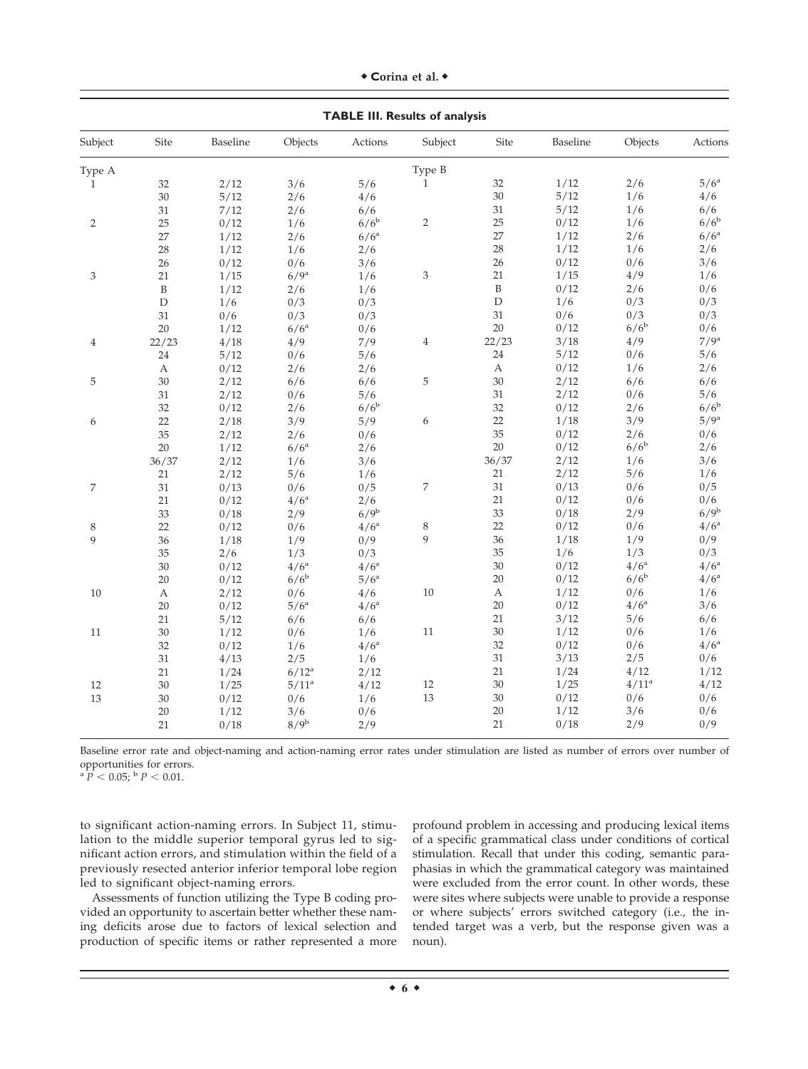**TABLE III. Results of analysis**

| Subject | Site | Baseline | Objects | Actions | Subject | Site | Baseline | Objects | Actions |
|---|---|---|---|---|---|---|---|---|---|
| Type A | | | | | Type B | | | | |
| 1 | 32 | 2/12 | 3/6 | 5/6 | 1 | 32 | 1/12 | 2/6 | 5/6[a] |
| | 30 | 5/12 | 2/6 | 4/6 | | 30 | 5/12 | 1/6 | 4/6 |
| | 31 | 7/12 | 2/6 | 6/6 | | 31 | 5/12 | 1/6 | 6/6 |
| 2 | 25 | 0/12 | 1/6 | 6/6[b] | 2 | 25 | 0/12 | 1/6 | 6/6[b] |
| | 27 | 1/12 | 2/6 | 6/6[a] | | 27 | 1/12 | 2/6 | 6/6[a] |
| | 28 | 1/12 | 1/6 | 2/6 | | 28 | 1/12 | 1/6 | 2/6 |
| | 26 | 0/12 | 0/6 | 3/6 | | 26 | 0/12 | 0/6 | 3/6 |
| 3 | 21 | 1/15 | 6/9[a] | 1/6 | 3 | 21 | 1/15 | 4/9 | 1/6 |
| | B | 1/12 | 2/6 | 1/6 | | B | 0/12 | 2/6 | 0/6 |
| | D | 1/6 | 0/3 | 0/3 | | D | 1/6 | 0/3 | 0/3 |
| | 31 | 0/6 | 0/3 | 0/3 | | 31 | 0/6 | 0/3 | 0/3 |
| | 20 | 1/12 | 6/6[a] | 0/6 | | 20 | 0/12 | 6/6[b] | 0/6 |
| 4 | 22/23 | 4/18 | 4/9 | 7/9 | 4 | 22/23 | 3/18 | 4/9 | 7/9[a] |
| | 24 | 5/12 | 0/6 | 5/6 | | 24 | 5/12 | 0/6 | 5/6 |
| | A | 0/12 | 2/6 | 2/6 | | A | 0/12 | 1/6 | 2/6 |
| 5 | 30 | 2/12 | 6/6 | 6/6 | 5 | 30 | 2/12 | 6/6 | 6/6 |
| | 31 | 2/12 | 0/6 | 5/6 | | 31 | 2/12 | 0/6 | 5/6 |
| | 32 | 0/12 | 2/6 | 6/6[b] | | 32 | 0/12 | 2/6 | 6/6[b] |
| 6 | 22 | 2/18 | 3/9 | 5/9 | 6 | 22 | 1/18 | 3/9 | 5/9[a] |
| | 35 | 2/12 | 2/6 | 0/6 | | 35 | 0/12 | 2/6 | 0/6 |
| | 20 | 1/12 | 6/6[a] | 2/6 | | 20 | 0/12 | 6/6[b] | 2/6 |
| | 36/37 | 2/12 | 1/6 | 3/6 | | 36/37 | 2/12 | 1/6 | 3/6 |
| | 21 | 2/12 | 5/6 | 1/6 | | 21 | 2/12 | 5/6 | 1/6 |
| 7 | 31 | 0/13 | 0/6 | 0/5 | 7 | 31 | 0/13 | 0/6 | 0/5 |
| | 21 | 0/12 | 4/6[a] | 2/6 | | 21 | 0/12 | 0/6 | 0/6 |
| | 33 | 0/18 | 2/9 | 6/9[b] | | 33 | 0/18 | 2/9 | 6/9[b] |
| 8 | 22 | 0/12 | 0/6 | 4/6[a] | 8 | 22 | 0/12 | 0/6 | 4/6[a] |
| 9 | 36 | 1/18 | 1/9 | 0/9 | 9 | 36 | 1/18 | 1/9 | 0/9 |
| | 35 | 2/6 | 1/3 | 0/3 | | 35 | 1/6 | 1/3 | 0/3 |
| | 30 | 0/12 | 4/6[a] | 4/6[a] | | 30 | 0/12 | 4/6[a] | 4/6[a] |
| | 20 | 0/12 | 6/6[b] | 5/6[a] | | 20 | 0/12 | 6/6[b] | 4/6[a] |
| 10 | A | 2/12 | 0/6 | 4/6 | 10 | A | 1/12 | 0/6 | 1/6 |
| | 20 | 0/12 | 5/6[a] | 4/6[a] | | 20 | 0/12 | 4/6[a] | 3/6 |
| | 21 | 5/12 | 6/6 | 6/6 | | 21 | 3/12 | 5/6 | 6/6 |
| 11 | 30 | 1/12 | 0/6 | 1/6 | 11 | 30 | 1/12 | 0/6 | 1/6 |
| | 32 | 0/12 | 1/6 | 4/6[a] | | 32 | 0/12 | 0/6 | 4/6[a] |
| | 31 | 4/13 | 2/5 | 1/6 | | 31 | 3/13 | 2/5 | 0/6 |
| | 21 | 1/24 | 6/12[a] | 2/12 | | 21 | 1/24 | 4/12 | 1/12 |
| 12 | 30 | 1/25 | 5/11[a] | 4/12 | 12 | 30 | 1/25 | 4/11[a] | 4/12 |
| 13 | 30 | 0/12 | 0/6 | 1/6 | 13 | 30 | 0/12 | 0/6 | 0/6 |
| | 20 | 1/12 | 3/6 | 0/6 | | 20 | 1/12 | 3/6 | 0/6 |
| | 21 | 0/18 | 8/9[b] | 2/9 | | 21 | 0/18 | 2/9 | 0/9 |

Baseline error rate and object-naming and action-naming error rates under stimulation are listed as number of errors over number of opportunities for errors.
[a] $P < 0.05$; [b] $P < 0.01$.

to significant action-naming errors. In Subject 11, stimulation to the middle superior temporal gyrus led to significant action errors, and stimulation within the field of a previously resected anterior inferior temporal lobe region led to significant object-naming errors.

Assessments of function utilizing the Type B coding provided an opportunity to ascertain better whether these naming deficits arose due to factors of lexical selection and production of specific items or rather represented a more profound problem in accessing and producing lexical items of a specific grammatical class under conditions of cortical stimulation. Recall that under this coding, semantic paraphasias in which the grammatical category was maintained were excluded from the error count. In other words, these were sites where subjects were unable to provide a response or where subjects' errors switched category (i.e., the intended target was a verb, but the response given was a noun).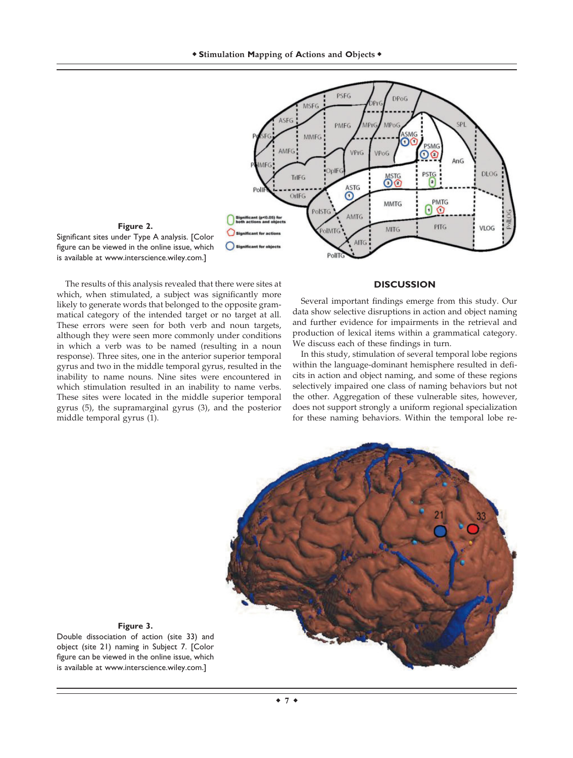**Figure 2.**
Significant sites under Type A analysis. [Color figure can be viewed in the online issue, which is available at www.interscience.wiley.com.]

The results of this analysis revealed that there were sites at which, when stimulated, a subject was significantly more likely to generate words that belonged to the opposite grammatical category of the intended target or no target at all. These errors were seen for both verb and noun targets, although they were seen more commonly under conditions in which a verb was to be named (resulting in a noun response). Three sites, one in the anterior superior temporal gyrus and two in the middle temporal gyrus, resulted in the inability to name nouns. Nine sites were encountered in which stimulation resulted in an inability to name verbs. These sites were located in the middle superior temporal gyrus (5), the supramarginal gyrus (3), and the posterior middle temporal gyrus (1).

## DISCUSSION

Several important findings emerge from this study. Our data show selective disruptions in action and object naming and further evidence for impairments in the retrieval and production of lexical items within a grammatical category. We discuss each of these findings in turn.

In this study, stimulation of several temporal lobe regions within the language-dominant hemisphere resulted in deficits in action and object naming, and some of these regions selectively impaired one class of naming behaviors but not the other. Aggregation of these vulnerable sites, however, does not support strongly a uniform regional specialization for these naming behaviors. Within the temporal lobe re-

**Figure 3.**
Double dissociation of action (site 33) and object (site 21) naming in Subject 7. [Color figure can be viewed in the online issue, which is available at www.interscience.wiley.com.]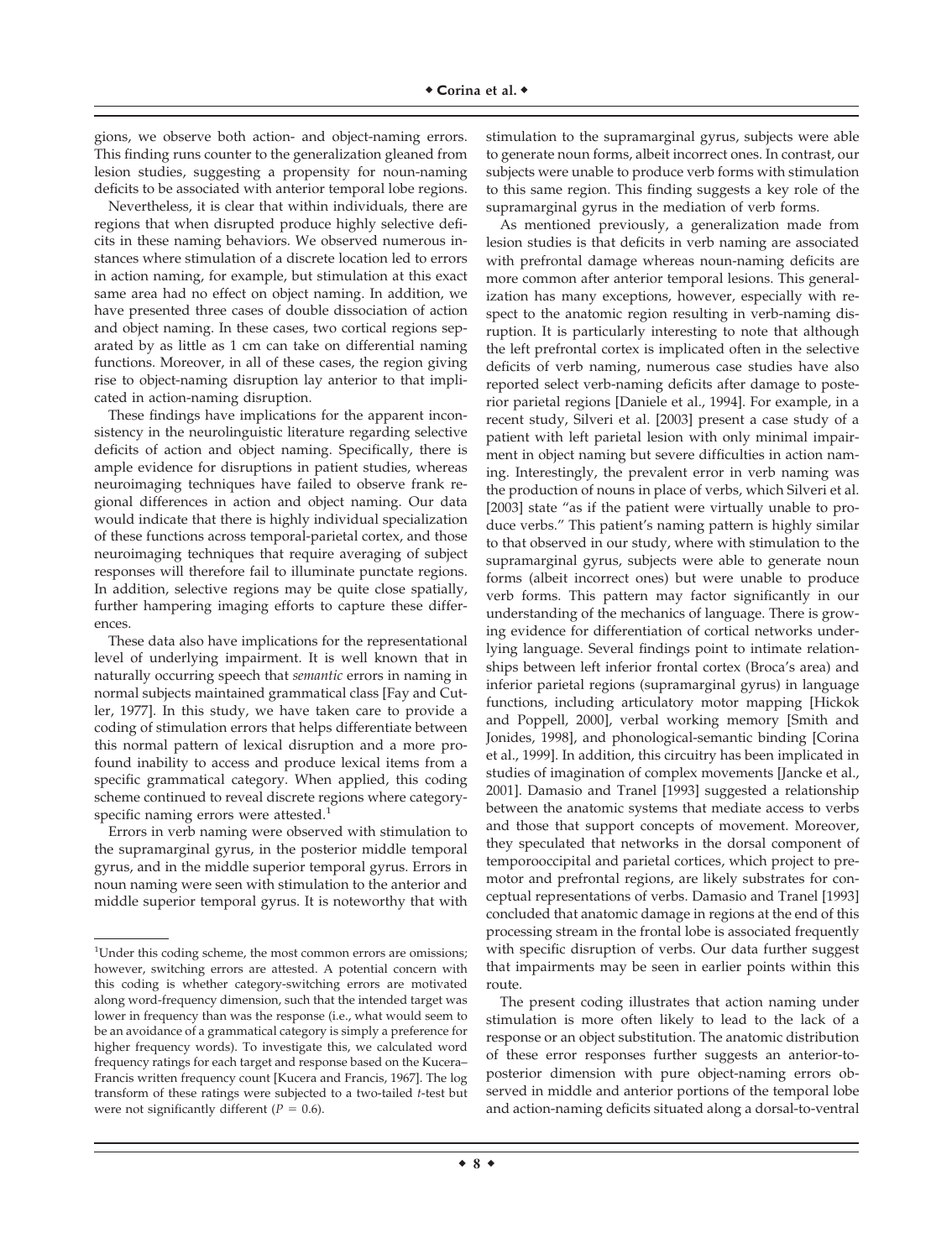gions, we observe both action- and object-naming errors. This finding runs counter to the generalization gleaned from lesion studies, suggesting a propensity for noun-naming deficits to be associated with anterior temporal lobe regions.

Nevertheless, it is clear that within individuals, there are regions that when disrupted produce highly selective deficits in these naming behaviors. We observed numerous instances where stimulation of a discrete location led to errors in action naming, for example, but stimulation at this exact same area had no effect on object naming. In addition, we have presented three cases of double dissociation of action and object naming. In these cases, two cortical regions separated by as little as 1 cm can take on differential naming functions. Moreover, in all of these cases, the region giving rise to object-naming disruption lay anterior to that implicated in action-naming disruption.

These findings have implications for the apparent inconsistency in the neurolinguistic literature regarding selective deficits of action and object naming. Specifically, there is ample evidence for disruptions in patient studies, whereas neuroimaging techniques have failed to observe frank regional differences in action and object naming. Our data would indicate that there is highly individual specialization of these functions across temporal-parietal cortex, and those neuroimaging techniques that require averaging of subject responses will therefore fail to illuminate punctate regions. In addition, selective regions may be quite close spatially, further hampering imaging efforts to capture these differences.

These data also have implications for the representational level of underlying impairment. It is well known that in naturally occurring speech that *semantic* errors in naming in normal subjects maintained grammatical class [Fay and Cutler, 1977]. In this study, we have taken care to provide a coding of stimulation errors that helps differentiate between this normal pattern of lexical disruption and a more profound inability to access and produce lexical items from a specific grammatical category. When applied, this coding scheme continued to reveal discrete regions where category-specific naming errors were attested.[1]

Errors in verb naming were observed with stimulation to the supramarginal gyrus, in the posterior middle temporal gyrus, and in the middle superior temporal gyrus. Errors in noun naming were seen with stimulation to the anterior and middle superior temporal gyrus. It is noteworthy that with stimulation to the supramarginal gyrus, subjects were able to generate noun forms, albeit incorrect ones. In contrast, our subjects were unable to produce verb forms with stimulation to this same region. This finding suggests a key role of the supramarginal gyrus in the mediation of verb forms.

As mentioned previously, a generalization made from lesion studies is that deficits in verb naming are associated with prefrontal damage whereas noun-naming deficits are more common after anterior temporal lesions. This generalization has many exceptions, however, especially with respect to the anatomic region resulting in verb-naming disruption. It is particularly interesting to note that although the left prefrontal cortex is implicated often in the selective deficits of verb naming, numerous case studies have also reported select verb-naming deficits after damage to posterior parietal regions [Daniele et al., 1994]. For example, in a recent study, Silveri et al. [2003] present a case study of a patient with left parietal lesion with only minimal impairment in object naming but severe difficulties in action naming. Interestingly, the prevalent error in verb naming was the production of nouns in place of verbs, which Silveri et al. [2003] state "as if the patient were virtually unable to produce verbs." This patient's naming pattern is highly similar to that observed in our study, where with stimulation to the supramarginal gyrus, subjects were able to generate noun forms (albeit incorrect ones) but were unable to produce verb forms. This pattern may factor significantly in our understanding of the mechanics of language. There is growing evidence for differentiation of cortical networks underlying language. Several findings point to intimate relationships between left inferior frontal cortex (Broca's area) and inferior parietal regions (supramarginal gyrus) in language functions, including articulatory motor mapping [Hickok and Poppell, 2000], verbal working memory [Smith and Jonides, 1998], and phonological-semantic binding [Corina et al., 1999]. In addition, this circuitry has been implicated in studies of imagination of complex movements [Jancke et al., 2001]. Damasio and Tranel [1993] suggested a relationship between the anatomic systems that mediate access to verbs and those that support concepts of movement. Moreover, they speculated that networks in the dorsal component of temporooccipital and parietal cortices, which project to premotor and prefrontal regions, are likely substrates for conceptual representations of verbs. Damasio and Tranel [1993] concluded that anatomic damage in regions at the end of this processing stream in the frontal lobe is associated frequently with specific disruption of verbs. Our data further suggest that impairments may be seen in earlier points within this route.

The present coding illustrates that action naming under stimulation is more often likely to lead to the lack of a response or an object substitution. The anatomic distribution of these error responses further suggests an anterior-to-posterior dimension with pure object-naming errors observed in middle and anterior portions of the temporal lobe and action-naming deficits situated along a dorsal-to-ventral

[1] Under this coding scheme, the most common errors are omissions; however, switching errors are attested. A potential concern with this coding is whether category-switching errors are motivated along word-frequency dimension, such that the intended target was lower in frequency than was the response (i.e., what would seem to be an avoidance of a grammatical category is simply a preference for higher frequency words). To investigate this, we calculated word frequency ratings for each target and response based on the Kucera–Francis written frequency count [Kucera and Francis, 1967]. The log transform of these ratings were subjected to a two-tailed $t$-test but were not significantly different ($P = 0.6$).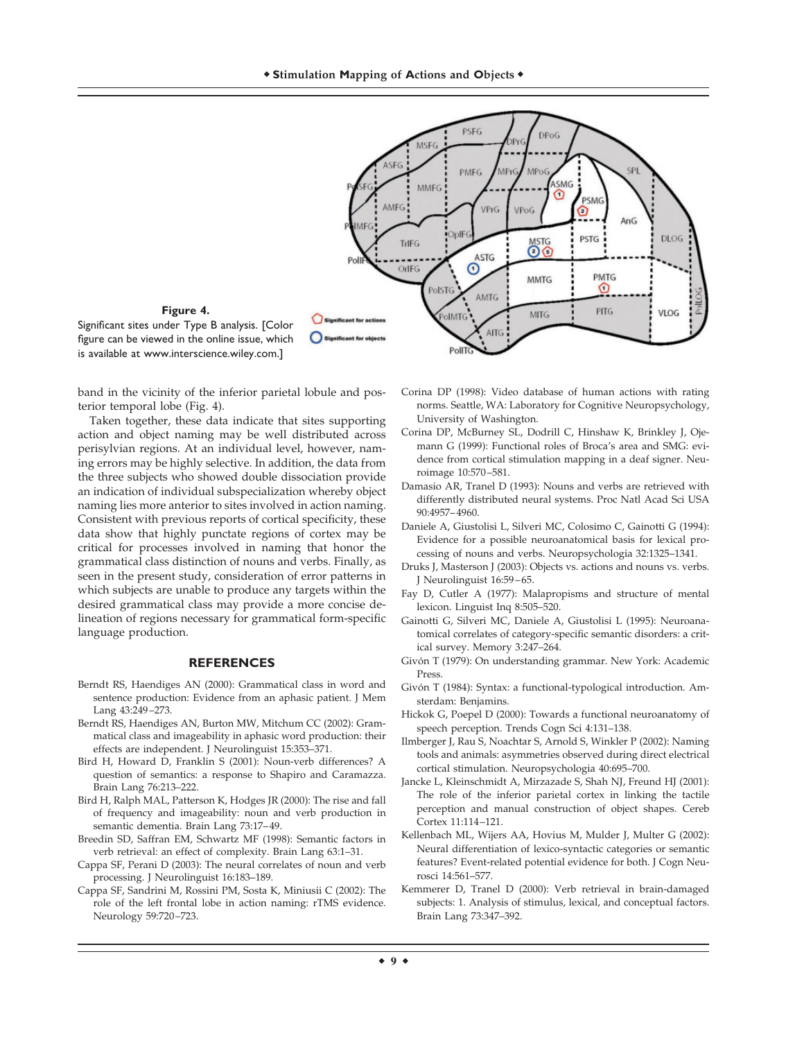**Figure 4.**
Significant sites under Type B analysis. [Color figure can be viewed in the online issue, which is available at www.interscience.wiley.com.]

band in the vicinity of the inferior parietal lobule and posterior temporal lobe (Fig. 4).

Taken together, these data indicate that sites supporting action and object naming may be well distributed across perisylvian regions. At an individual level, however, naming errors may be highly selective. In addition, the data from the three subjects who showed double dissociation provide an indication of individual subspecialization whereby object naming lies more anterior to sites involved in action naming. Consistent with previous reports of cortical specificity, these data show that highly punctate regions of cortex may be critical for processes involved in naming that honor the grammatical class distinction of nouns and verbs. Finally, as seen in the present study, consideration of error patterns in which subjects are unable to produce any targets within the desired grammatical class may provide a more concise delineation of regions necessary for grammatical form-specific language production.

## REFERENCES

Berndt RS, Haendiges AN (2000): Grammatical class in word and sentence production: Evidence from an aphasic patient. J Mem Lang 43:249–273.

Berndt RS, Haendiges AN, Burton MW, Mitchum CC (2002): Grammatical class and imageability in aphasic word production: their effects are independent. J Neurolinguist 15:353–371.

Bird H, Howard D, Franklin S (2001): Noun-verb differences? A question of semantics: a response to Shapiro and Caramazza. Brain Lang 76:213–222.

Bird H, Ralph MAL, Patterson K, Hodges JR (2000): The rise and fall of frequency and imageability: noun and verb production in semantic dementia. Brain Lang 73:17–49.

Breedin SD, Saffran EM, Schwartz MF (1998): Semantic factors in verb retrieval: an effect of complexity. Brain Lang 63:1–31.

Cappa SF, Perani D (2003): The neural correlates of noun and verb processing. J Neurolinguist 16:183–189.

Cappa SF, Sandrini M, Rossini PM, Sosta K, Miniusii C (2002): The role of the left frontal lobe in action naming: rTMS evidence. Neurology 59:720–723.

Corina DP (1998): Video database of human actions with rating norms. Seattle, WA: Laboratory for Cognitive Neuropsychology, University of Washington.

Corina DP, McBurney SL, Dodrill C, Hinshaw K, Brinkley J, Ojemann G (1999): Functional roles of Broca's area and SMG: evidence from cortical stimulation mapping in a deaf signer. Neuroimage 10:570–581.

Damasio AR, Tranel D (1993): Nouns and verbs are retrieved with differently distributed neural systems. Proc Natl Acad Sci USA 90:4957–4960.

Daniele A, Giustolisi L, Silveri MC, Colosimo C, Gainotti G (1994): Evidence for a possible neuroanatomical basis for lexical processing of nouns and verbs. Neuropsychologia 32:1325–1341.

Druks J, Masterson J (2003): Objects vs. actions and nouns vs. verbs. J Neurolinguist 16:59–65.

Fay D, Cutler A (1977): Malapropisms and structure of mental lexicon. Linguist Inq 8:505–520.

Gainotti G, Silveri MC, Daniele A, Giustolisi L (1995): Neuroanatomical correlates of category-specific semantic disorders: a critical survey. Memory 3:247–264.

Givón T (1979): On understanding grammar. New York: Academic Press.

Givón T (1984): Syntax: a functional-typological introduction. Amsterdam: Benjamins.

Hickok G, Poepel D (2000): Towards a functional neuroanatomy of speech perception. Trends Cogn Sci 4:131–138.

Ilmberger J, Rau S, Noachtar S, Arnold S, Winkler P (2002): Naming tools and animals: asymmetries observed during direct electrical cortical stimulation. Neuropsychologia 40:695–700.

Jancke L, Kleinschmidt A, Mirzazade S, Shah NJ, Freund HJ (2001): The role of the inferior parietal cortex in linking the tactile perception and manual construction of object shapes. Cereb Cortex 11:114–121.

Kellenbach ML, Wijers AA, Hovius M, Mulder J, Multer G (2002): Neural differentiation of lexico-syntactic categories or semantic features? Event-related potential evidence for both. J Cogn Neurosci 14:561–577.

Kemmerer D, Tranel D (2000): Verb retrieval in brain-damaged subjects: 1. Analysis of stimulus, lexical, and conceptual factors. Brain Lang 73:347–392.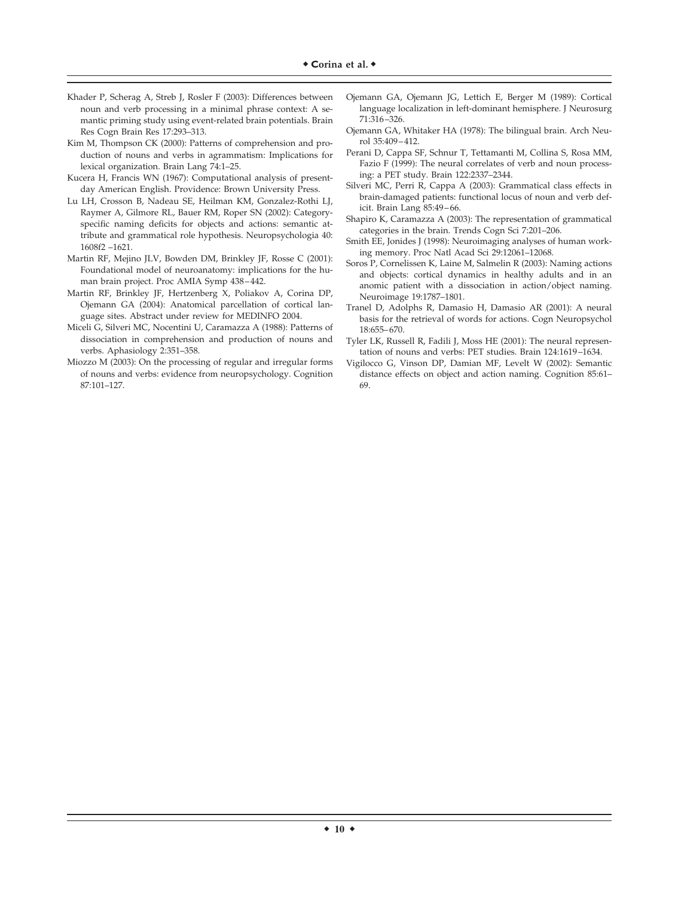Khader P, Scherag A, Streb J, Rosler F (2003): Differences between noun and verb processing in a minimal phrase context: A semantic priming study using event-related brain potentials. Brain Res Cogn Brain Res 17:293–313.

Kim M, Thompson CK (2000): Patterns of comprehension and production of nouns and verbs in agrammatism: Implications for lexical organization. Brain Lang 74:1–25.

Kucera H, Francis WN (1967): Computational analysis of present-day American English. Providence: Brown University Press.

Lu LH, Crosson B, Nadeau SE, Heilman KM, Gonzalez-Rothi LJ, Raymer A, Gilmore RL, Bauer RM, Roper SN (2002): Category-specific naming deficits for objects and actions: semantic attribute and grammatical role hypothesis. Neuropsychologia 40: 1608f2 –1621.

Martin RF, Mejino JLV, Bowden DM, Brinkley JF, Rosse C (2001): Foundational model of neuroanatomy: implications for the human brain project. Proc AMIA Symp 438–442.

Martin RF, Brinkley JF, Hertzenberg X, Poliakov A, Corina DP, Ojemann GA (2004): Anatomical parcellation of cortical language sites. Abstract under review for MEDINFO 2004.

Miceli G, Silveri MC, Nocentini U, Caramazza A (1988): Patterns of dissociation in comprehension and production of nouns and verbs. Aphasiology 2:351–358.

Miozzo M (2003): On the processing of regular and irregular forms of nouns and verbs: evidence from neuropsychology. Cognition 87:101–127.

Ojemann GA, Ojemann JG, Lettich E, Berger M (1989): Cortical language localization in left-dominant hemisphere. J Neurosurg 71:316–326.

Ojemann GA, Whitaker HA (1978): The bilingual brain. Arch Neurol 35:409–412.

Perani D, Cappa SF, Schnur T, Tettamanti M, Collina S, Rosa MM, Fazio F (1999): The neural correlates of verb and noun processing: a PET study. Brain 122:2337–2344.

Silveri MC, Perri R, Cappa A (2003): Grammatical class effects in brain-damaged patients: functional locus of noun and verb deficit. Brain Lang 85:49–66.

Shapiro K, Caramazza A (2003): The representation of grammatical categories in the brain. Trends Cogn Sci 7:201–206.

Smith EE, Jonides J (1998): Neuroimaging analyses of human working memory. Proc Natl Acad Sci 29:12061–12068.

Soros P, Cornelissen K, Laine M, Salmelin R (2003): Naming actions and objects: cortical dynamics in healthy adults and in an anomic patient with a dissociation in action/object naming. Neuroimage 19:1787–1801.

Tranel D, Adolphs R, Damasio H, Damasio AR (2001): A neural basis for the retrieval of words for actions. Cogn Neuropsychol 18:655–670.

Tyler LK, Russell R, Fadili J, Moss HE (2001): The neural representation of nouns and verbs: PET studies. Brain 124:1619–1634.

Vigilocco G, Vinson DP, Damian MF, Levelt W (2002): Semantic distance effects on object and action naming. Cognition 85:61–69.